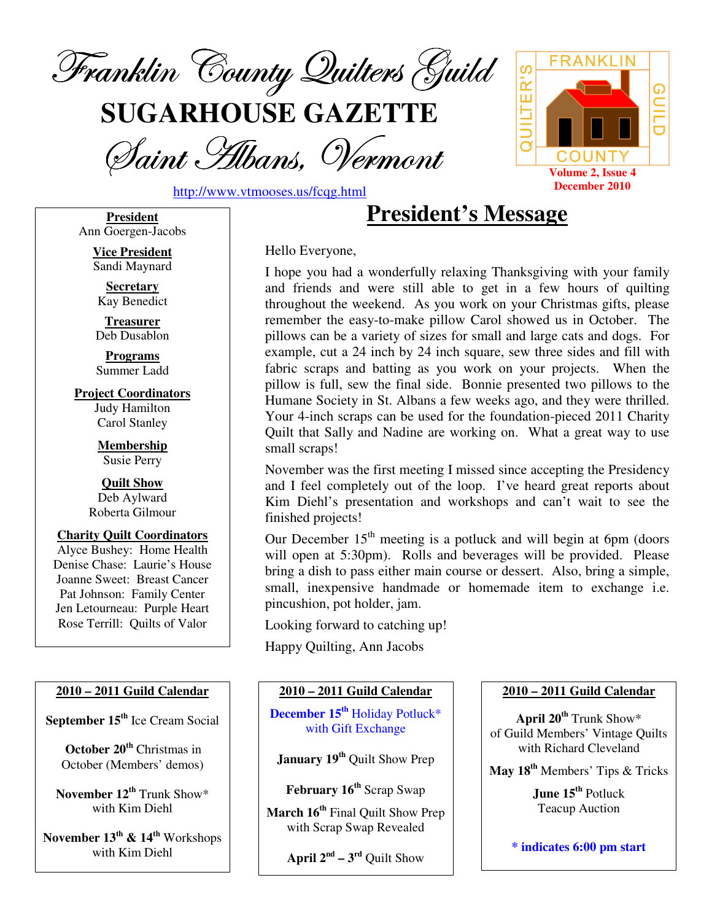# Franklin County Quilters Guild

# SUGARHOUSE GAZETTE

## Saint Albans, Vermont

http://www.vtmooses.us/fcqg.html

FRANKLIN COUNTY QUILTER'S GUILD

**Volume 2, Issue 4**
**December 2010**

**President**
Ann Goergen-Jacobs

**Vice President**
Sandi Maynard

**Secretary**
Kay Benedict

**Treasurer**
Deb Dusablon

**Programs**
Summer Ladd

**Project Coordinators**
Judy Hamilton
Carol Stanley

**Membership**
Susie Perry

**Quilt Show**
Deb Aylward
Roberta Gilmour

**Charity Quilt Coordinators**
Alyce Bushey: Home Health
Denise Chase: Laurie's House
Joanne Sweet: Breast Cancer
Pat Johnson: Family Center
Jen Letourneau: Purple Heart
Rose Terrill: Quilts of Valor

## President's Message

Hello Everyone,

I hope you had a wonderfully relaxing Thanksgiving with your family and friends and were still able to get in a few hours of quilting throughout the weekend. As you work on your Christmas gifts, please remember the easy-to-make pillow Carol showed us in October. The pillows can be a variety of sizes for small and large cats and dogs. For example, cut a 24 inch by 24 inch square, sew three sides and fill with fabric scraps and batting as you work on your projects. When the pillow is full, sew the final side. Bonnie presented two pillows to the Humane Society in St. Albans a few weeks ago, and they were thrilled. Your 4-inch scraps can be used for the foundation-pieced 2011 Charity Quilt that Sally and Nadine are working on. What a great way to use small scraps!

November was the first meeting I missed since accepting the Presidency and I feel completely out of the loop. I've heard great reports about Kim Diehl's presentation and workshops and can't wait to see the finished projects!

Our December 15th meeting is a potluck and will begin at 6pm (doors will open at 5:30pm). Rolls and beverages will be provided. Please bring a dish to pass either main course or dessert. Also, bring a simple, small, inexpensive handmade or homemade item to exchange i.e. pincushion, pot holder, jam.

Looking forward to catching up!

Happy Quilting, Ann Jacobs

### 2010 – 2011 Guild Calendar

**September 15th** Ice Cream Social

**October 20th** Christmas in October (Members' demos)

**November 12th** Trunk Show* with Kim Diehl

**November 13th & 14th** Workshops with Kim Diehl

**December 15th** Holiday Potluck* with Gift Exchange

**January 19th** Quilt Show Prep

**February 16th** Scrap Swap

**March 16th** Final Quilt Show Prep with Scrap Swap Revealed

**April 2nd – 3rd** Quilt Show

**April 20th** Trunk Show* of Guild Members' Vintage Quilts with Richard Cleveland

**May 18th** Members' Tips & Tricks

**June 15th** Potluck Teacup Auction

**\* indicates 6:00 pm start**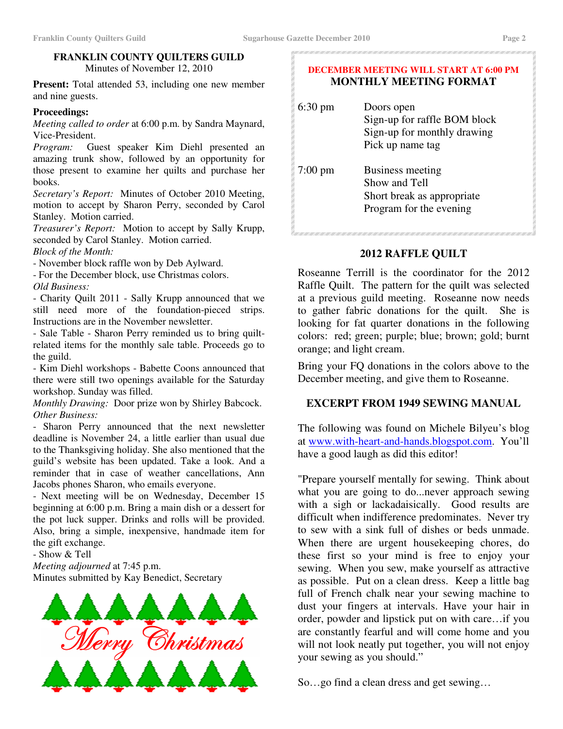## FRANKLIN COUNTY QUILTERS GUILD

Minutes of November 12, 2010

**Present:** Total attended 53, including one new member and nine guests.

**Proceedings:**

*Meeting called to order* at 6:00 p.m. by Sandra Maynard, Vice-President.

*Program:* Guest speaker Kim Diehl presented an amazing trunk show, followed by an opportunity for those present to examine her quilts and purchase her books.

*Secretary's Report:* Minutes of October 2010 Meeting, motion to accept by Sharon Perry, seconded by Carol Stanley. Motion carried.

*Treasurer's Report:* Motion to accept by Sally Krupp, seconded by Carol Stanley. Motion carried.

*Block of the Month:*

- November block raffle won by Deb Aylward.
- For the December block, use Christmas colors.

*Old Business:*

- Charity Quilt 2011 - Sally Krupp announced that we still need more of the foundation-pieced strips. Instructions are in the November newsletter.
- Sale Table - Sharon Perry reminded us to bring quilt-related items for the monthly sale table. Proceeds go to the guild.
- Kim Diehl workshops - Babette Coons announced that there were still two openings available for the Saturday workshop. Sunday was filled.

*Monthly Drawing:* Door prize won by Shirley Babcock.

*Other Business:*

- Sharon Perry announced that the next newsletter deadline is November 24, a little earlier than usual due to the Thanksgiving holiday. She also mentioned that the guild's website has been updated. Take a look. And a reminder that in case of weather cancellations, Ann Jacobs phones Sharon, who emails everyone.
- Next meeting will be on Wednesday, December 15 beginning at 6:00 p.m. Bring a main dish or a dessert for the pot luck supper. Drinks and rolls will be provided. Also, bring a simple, inexpensive, handmade item for the gift exchange.
- Show & Tell

*Meeting adjourned* at 7:45 p.m.

Minutes submitted by Kay Benedict, Secretary

Merry Christmas

**DECEMBER MEETING WILL START AT 6:00 PM**

## MONTHLY MEETING FORMAT

| | |
|---|---|
| 6:30 pm | Doors open<br>Sign-up for raffle BOM block<br>Sign-up for monthly drawing<br>Pick up name tag |
| 7:00 pm | Business meeting<br>Show and Tell<br>Short break as appropriate<br>Program for the evening |

## 2012 RAFFLE QUILT

Roseanne Terrill is the coordinator for the 2012 Raffle Quilt. The pattern for the quilt was selected at a previous guild meeting. Roseanne now needs to gather fabric donations for the quilt. She is looking for fat quarter donations in the following colors: red; green; purple; blue; brown; gold; burnt orange; and light cream.

Bring your FQ donations in the colors above to the December meeting, and give them to Roseanne.

## EXCERPT FROM 1949 SEWING MANUAL

The following was found on Michele Bilyeu's blog at www.with-heart-and-hands.blogspot.com. You'll have a good laugh as did this editor!

"Prepare yourself mentally for sewing. Think about what you are going to do...never approach sewing with a sigh or lackadaisically. Good results are difficult when indifference predominates. Never try to sew with a sink full of dishes or beds unmade. When there are urgent housekeeping chores, do these first so your mind is free to enjoy your sewing. When you sew, make yourself as attractive as possible. Put on a clean dress. Keep a little bag full of French chalk near your sewing machine to dust your fingers at intervals. Have your hair in order, powder and lipstick put on with care…if you are constantly fearful and will come home and you will not look neatly put together, you will not enjoy your sewing as you should."

So…go find a clean dress and get sewing…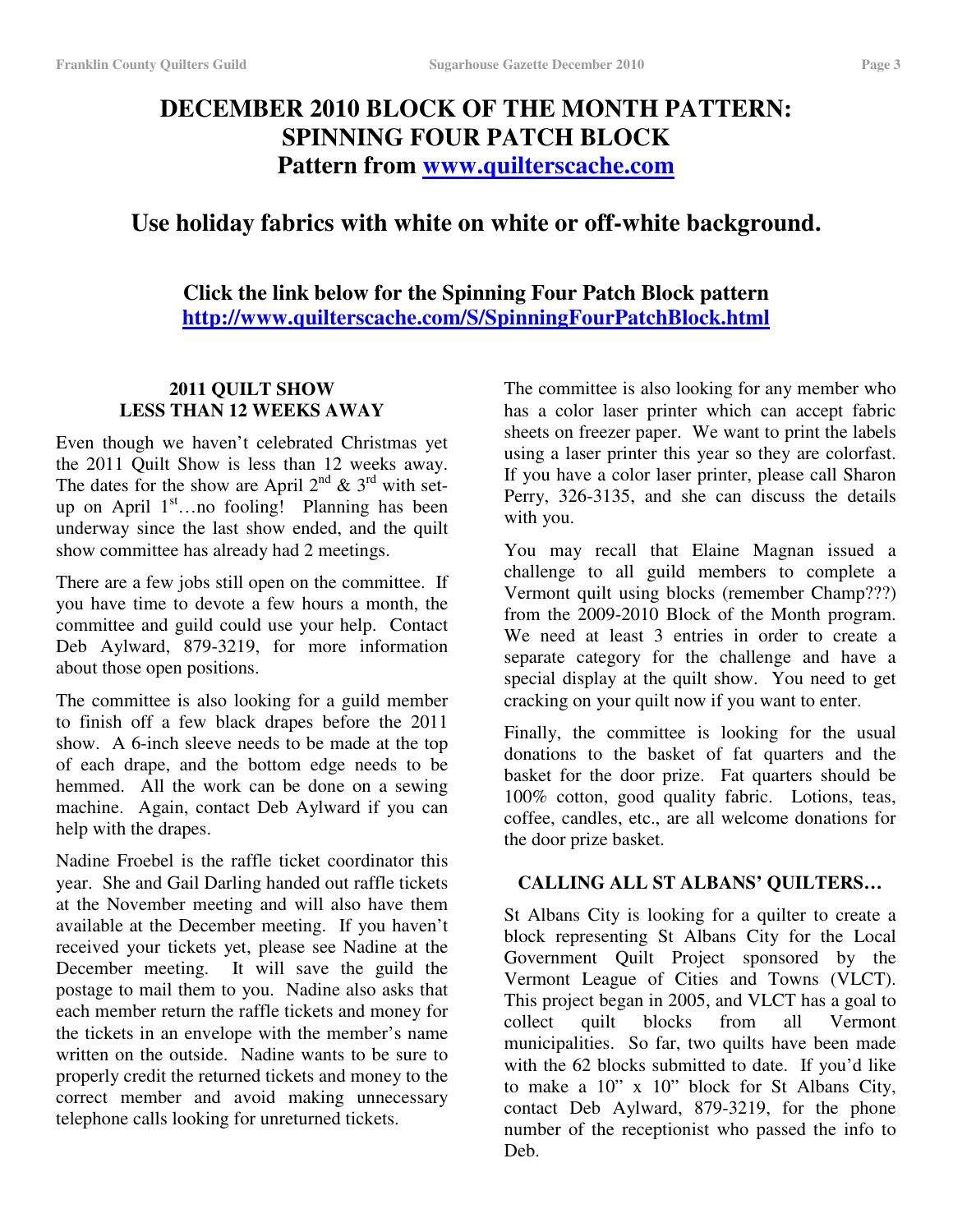# DECEMBER 2010 BLOCK OF THE MONTH PATTERN: SPINNING FOUR PATCH BLOCK

## Pattern from www.quilterscache.com

## Use holiday fabrics with white on white or off-white background.

**Click the link below for the Spinning Four Patch Block pattern**
**http://www.quilterscache.com/S/SpinningFourPatchBlock.html**

### 2011 QUILT SHOW LESS THAN 12 WEEKS AWAY

Even though we haven't celebrated Christmas yet the 2011 Quilt Show is less than 12 weeks away. The dates for the show are April 2nd & 3rd with set-up on April 1st…no fooling! Planning has been underway since the last show ended, and the quilt show committee has already had 2 meetings.

There are a few jobs still open on the committee. If you have time to devote a few hours a month, the committee and guild could use your help. Contact Deb Aylward, 879-3219, for more information about those open positions.

The committee is also looking for a guild member to finish off a few black drapes before the 2011 show. A 6-inch sleeve needs to be made at the top of each drape, and the bottom edge needs to be hemmed. All the work can be done on a sewing machine. Again, contact Deb Aylward if you can help with the drapes.

Nadine Froebel is the raffle ticket coordinator this year. She and Gail Darling handed out raffle tickets at the November meeting and will also have them available at the December meeting. If you haven't received your tickets yet, please see Nadine at the December meeting. It will save the guild the postage to mail them to you. Nadine also asks that each member return the raffle tickets and money for the tickets in an envelope with the member's name written on the outside. Nadine wants to be sure to properly credit the returned tickets and money to the correct member and avoid making unnecessary telephone calls looking for unreturned tickets.

The committee is also looking for any member who has a color laser printer which can accept fabric sheets on freezer paper. We want to print the labels using a laser printer this year so they are colorfast. If you have a color laser printer, please call Sharon Perry, 326-3135, and she can discuss the details with you.

You may recall that Elaine Magnan issued a challenge to all guild members to complete a Vermont quilt using blocks (remember Champ???) from the 2009-2010 Block of the Month program. We need at least 3 entries in order to create a separate category for the challenge and have a special display at the quilt show. You need to get cracking on your quilt now if you want to enter.

Finally, the committee is looking for the usual donations to the basket of fat quarters and the basket for the door prize. Fat quarters should be 100% cotton, good quality fabric. Lotions, teas, coffee, candles, etc., are all welcome donations for the door prize basket.

### CALLING ALL ST ALBANS' QUILTERS…

St Albans City is looking for a quilter to create a block representing St Albans City for the Local Government Quilt Project sponsored by the Vermont League of Cities and Towns (VLCT). This project began in 2005, and VLCT has a goal to collect quilt blocks from all Vermont municipalities. So far, two quilts have been made with the 62 blocks submitted to date. If you'd like to make a 10" x 10" block for St Albans City, contact Deb Aylward, 879-3219, for the phone number of the receptionist who passed the info to Deb.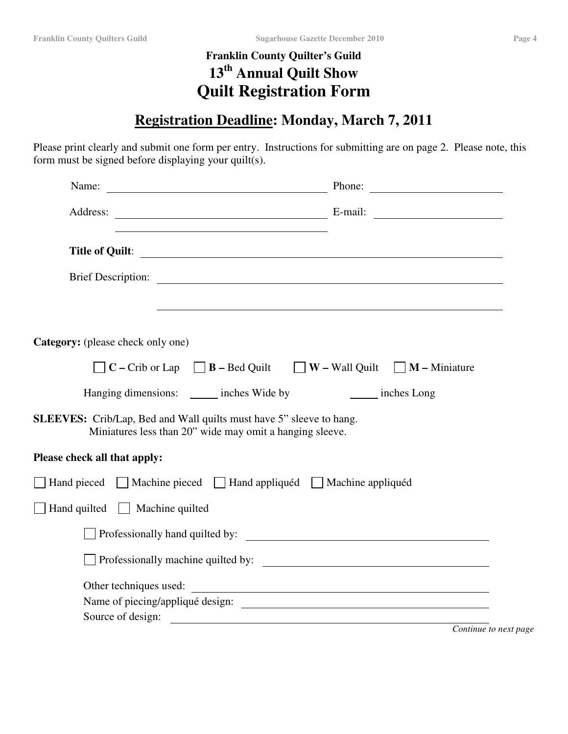**Franklin County Quilter's Guild**

# 13th Annual Quilt Show

# Quilt Registration Form

## Registration Deadline: Monday, March 7, 2011

Please print clearly and submit one form per entry. Instructions for submitting are on page 2. Please note, this form must be signed before displaying your quilt(s).

Name: ______________________________ Phone: ____________________

Address: ______________________________ E-mail: ____________________

______________________________

**Title of Quilt**: ______________________________

Brief Description: ______________________________

______________________________

**Category:** (please check only one)

☐ **C –** Crib or Lap ☐ **B –** Bed Quilt ☐ **W –** Wall Quilt ☐ **M –** Miniature

Hanging dimensions: _____ inches Wide by _____ inches Long

**SLEEVES:** Crib/Lap, Bed and Wall quilts must have 5" sleeve to hang.
Miniatures less than 20" wide may omit a hanging sleeve.

**Please check all that apply:**

☐ Hand pieced ☐ Machine pieced ☐ Hand appliquéd ☐ Machine appliquéd

☐ Hand quilted ☐ Machine quilted

☐ Professionally hand quilted by: ______________________________

☐ Professionally machine quilted by: ______________________________

Other techniques used: ______________________________

Name of piecing/appliqué design: ______________________________

Source of design: ______________________________

*Continue to next page*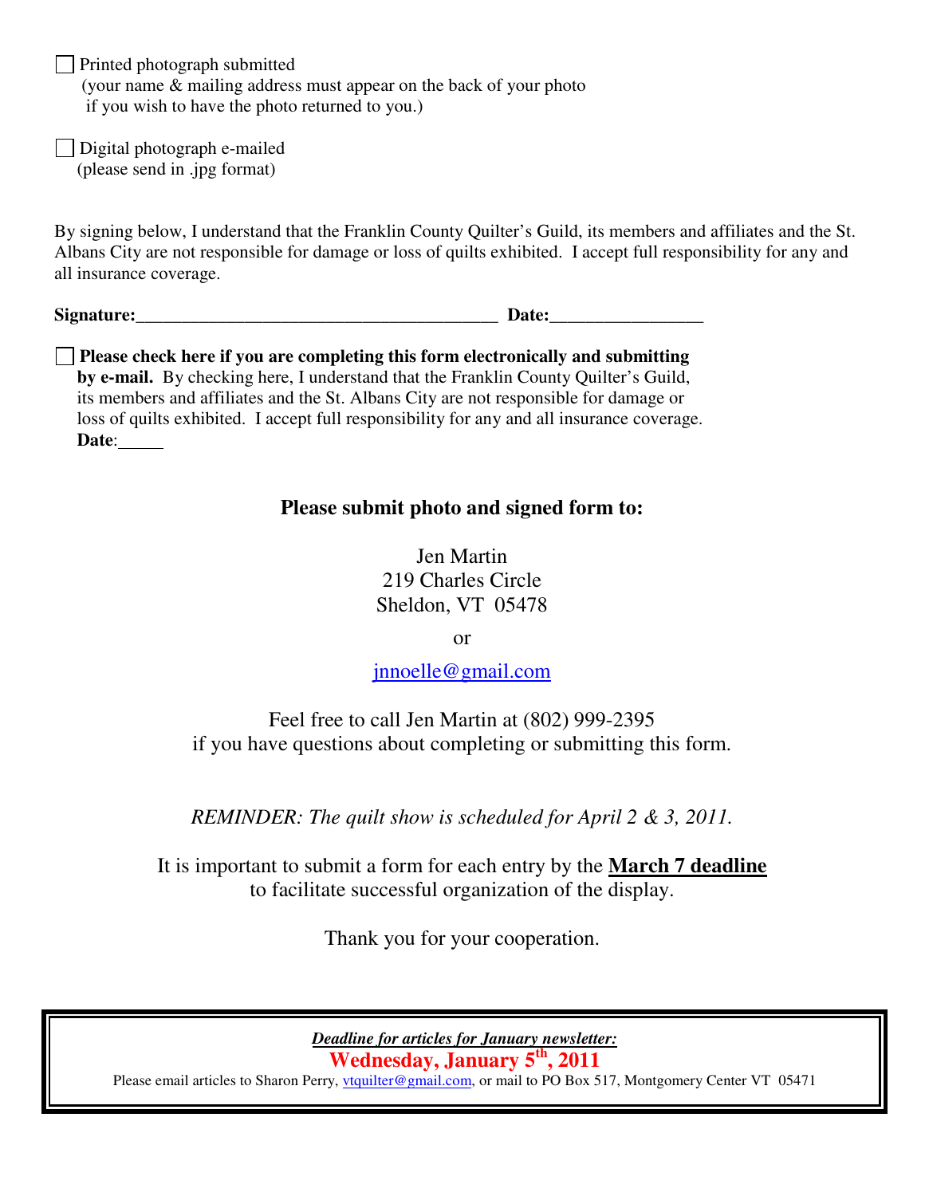☐ Printed photograph submitted
(your name & mailing address must appear on the back of your photo if you wish to have the photo returned to you.)

☐ Digital photograph e-mailed
(please send in .jpg format)

By signing below, I understand that the Franklin County Quilter's Guild, its members and affiliates and the St. Albans City are not responsible for damage or loss of quilts exhibited. I accept full responsibility for any and all insurance coverage.

**Signature:**_________________________________________ **Date:**_________________

☐ **Please check here if you are completing this form electronically and submitting by e-mail.** By checking here, I understand that the Franklin County Quilter's Guild, its members and affiliates and the St. Albans City are not responsible for damage or loss of quilts exhibited. I accept full responsibility for any and all insurance coverage.
**Date**:_____

### Please submit photo and signed form to:

Jen Martin
219 Charles Circle
Sheldon, VT 05478

or

jnnoelle@gmail.com

Feel free to call Jen Martin at (802) 999-2395
if you have questions about completing or submitting this form.

*REMINDER: The quilt show is scheduled for April 2 & 3, 2011.*

It is important to submit a form for each entry by the **March 7 deadline**
to facilitate successful organization of the display.

Thank you for your cooperation.

***Deadline for articles for January newsletter:***
**Wednesday, January 5th, 2011**
Please email articles to Sharon Perry, vtquilter@gmail.com, or mail to PO Box 517, Montgomery Center VT 05471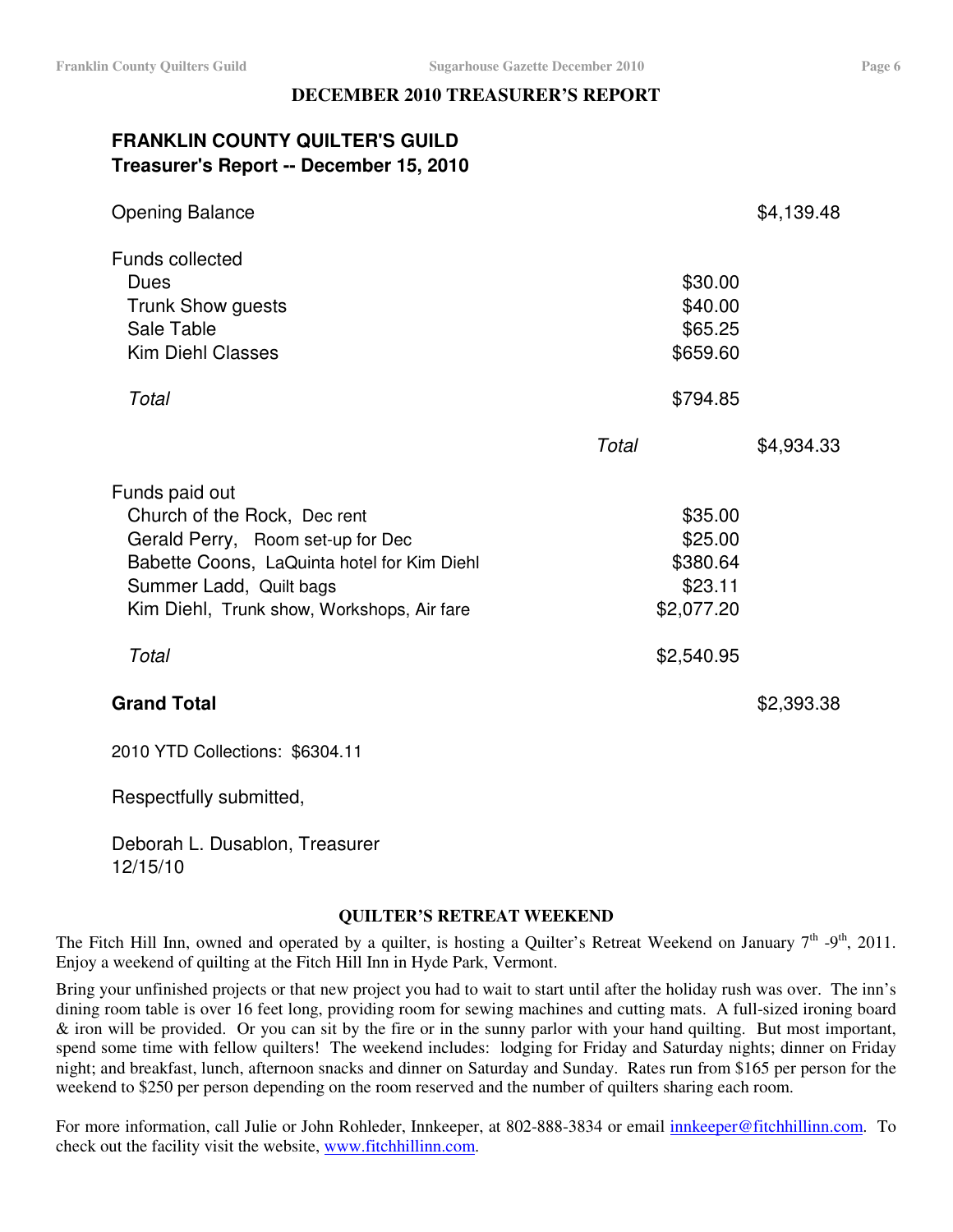## DECEMBER 2010 TREASURER'S REPORT

### FRANKLIN COUNTY QUILTER'S GUILD
### Treasurer's Report -- December 15, 2010

| | | |
|---|---|---|
| Opening Balance | | $4,139.48 |
| **Funds collected** | | |
| Dues | $30.00 | |
| Trunk Show guests | $40.00 | |
| Sale Table | $65.25 | |
| Kim Diehl Classes | $659.60 | |
| *Total* | $794.85 | |
| | *Total* | $4,934.33 |
| **Funds paid out** | | |
| Church of the Rock, Dec rent | $35.00 | |
| Gerald Perry, Room set-up for Dec | $25.00 | |
| Babette Coons, LaQuinta hotel for Kim Diehl | $380.64 | |
| Summer Ladd, Quilt bags | $23.11 | |
| Kim Diehl, Trunk show, Workshops, Air fare | $2,077.20 | |
| *Total* | $2,540.95 | |
| **Grand Total** | | $2,393.38 |

2010 YTD Collections: $6304.11

Respectfully submitted,

Deborah L. Dusablon, Treasurer
12/15/10

## QUILTER'S RETREAT WEEKEND

The Fitch Hill Inn, owned and operated by a quilter, is hosting a Quilter's Retreat Weekend on January 7th -9th, 2011. Enjoy a weekend of quilting at the Fitch Hill Inn in Hyde Park, Vermont.

Bring your unfinished projects or that new project you had to wait to start until after the holiday rush was over. The inn's dining room table is over 16 feet long, providing room for sewing machines and cutting mats. A full-sized ironing board & iron will be provided. Or you can sit by the fire or in the sunny parlor with your hand quilting. But most important, spend some time with fellow quilters! The weekend includes: lodging for Friday and Saturday nights; dinner on Friday night; and breakfast, lunch, afternoon snacks and dinner on Saturday and Sunday. Rates run from $165 per person for the weekend to $250 per person depending on the room reserved and the number of quilters sharing each room.

For more information, call Julie or John Rohleder, Innkeeper, at 802-888-3834 or email innkeeper@fitchhillinn.com. To check out the facility visit the website, www.fitchhillinn.com.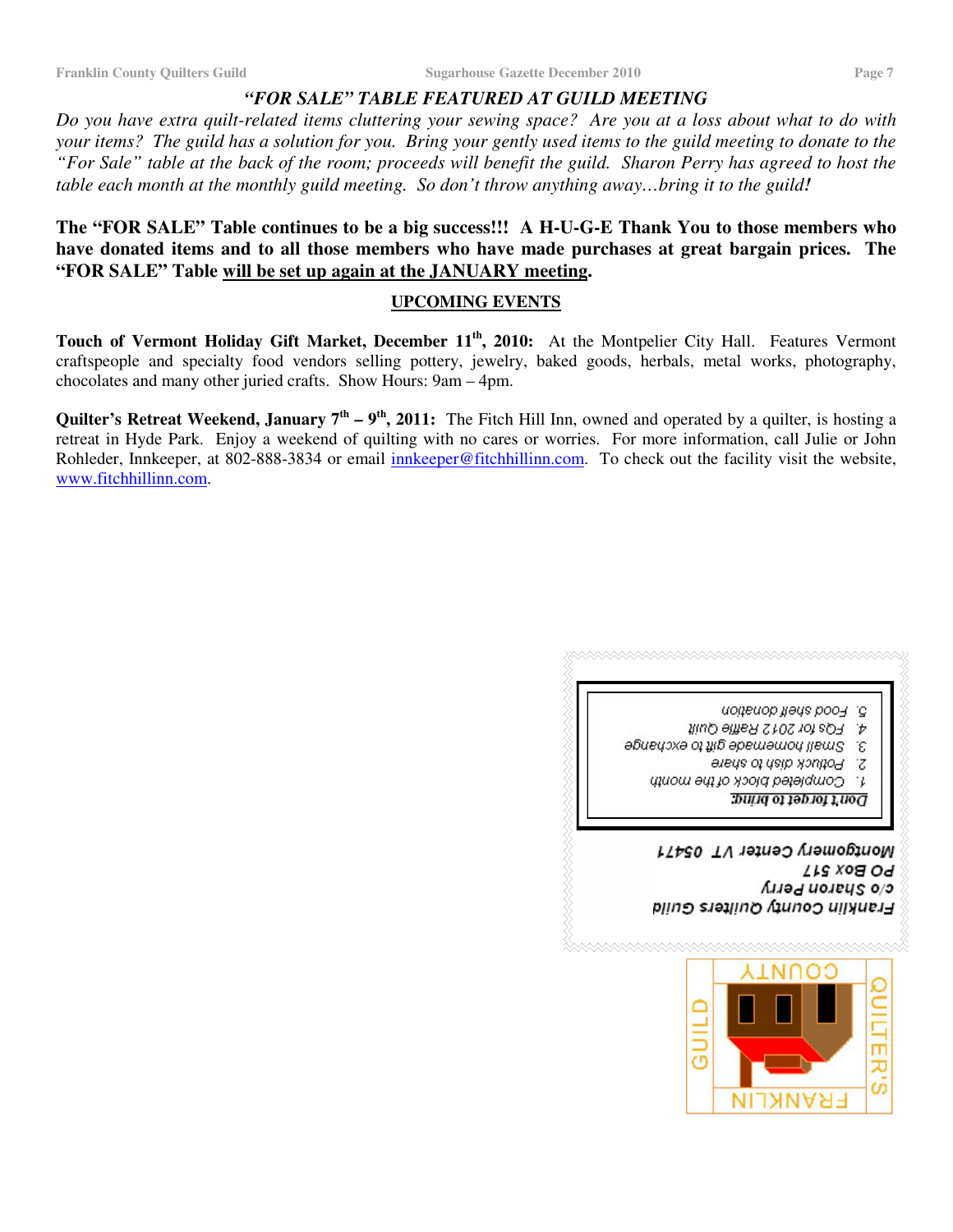## *"FOR SALE" TABLE FEATURED AT GUILD MEETING*

*Do you have extra quilt-related items cluttering your sewing space? Are you at a loss about what to do with your items? The guild has a solution for you. Bring your gently used items to the guild meeting to donate to the "For Sale" table at the back of the room; proceeds will benefit the guild. Sharon Perry has agreed to host the table each month at the monthly guild meeting. So don't throw anything away…bring it to the guild!*

**The "FOR SALE" Table continues to be a big success!!! A H-U-G-E Thank You to those members who have donated items and to all those members who have made purchases at great bargain prices. The "FOR SALE" Table will be set up again at the JANUARY meeting.**

## UPCOMING EVENTS

**Touch of Vermont Holiday Gift Market, December 11th, 2010:** At the Montpelier City Hall. Features Vermont craftspeople and specialty food vendors selling pottery, jewelry, baked goods, herbals, metal works, photography, chocolates and many other juried crafts. Show Hours: 9am – 4pm.

**Quilter's Retreat Weekend, January 7th – 9th, 2011:** The Fitch Hill Inn, owned and operated by a quilter, is hosting a retreat in Hyde Park. Enjoy a weekend of quilting with no cares or worries. For more information, call Julie or John Rohleder, Innkeeper, at 802-888-3834 or email innkeeper@fitchhillinn.com. To check out the facility visit the website, www.fitchhillinn.com.

*Don't forget to bring:*

1. Completed block of the month
2. Potluck dish to share
3. Small homemade gift to exchange
4. FQs for 2012 Raffle Quilt
5. Food shelf donation

Franklin County Quilters Guild
c/o Sharon Perry
PO Box 517
Montgomery Center VT 05471

GUILD COUNTY QUILTER'S FRANKLIN